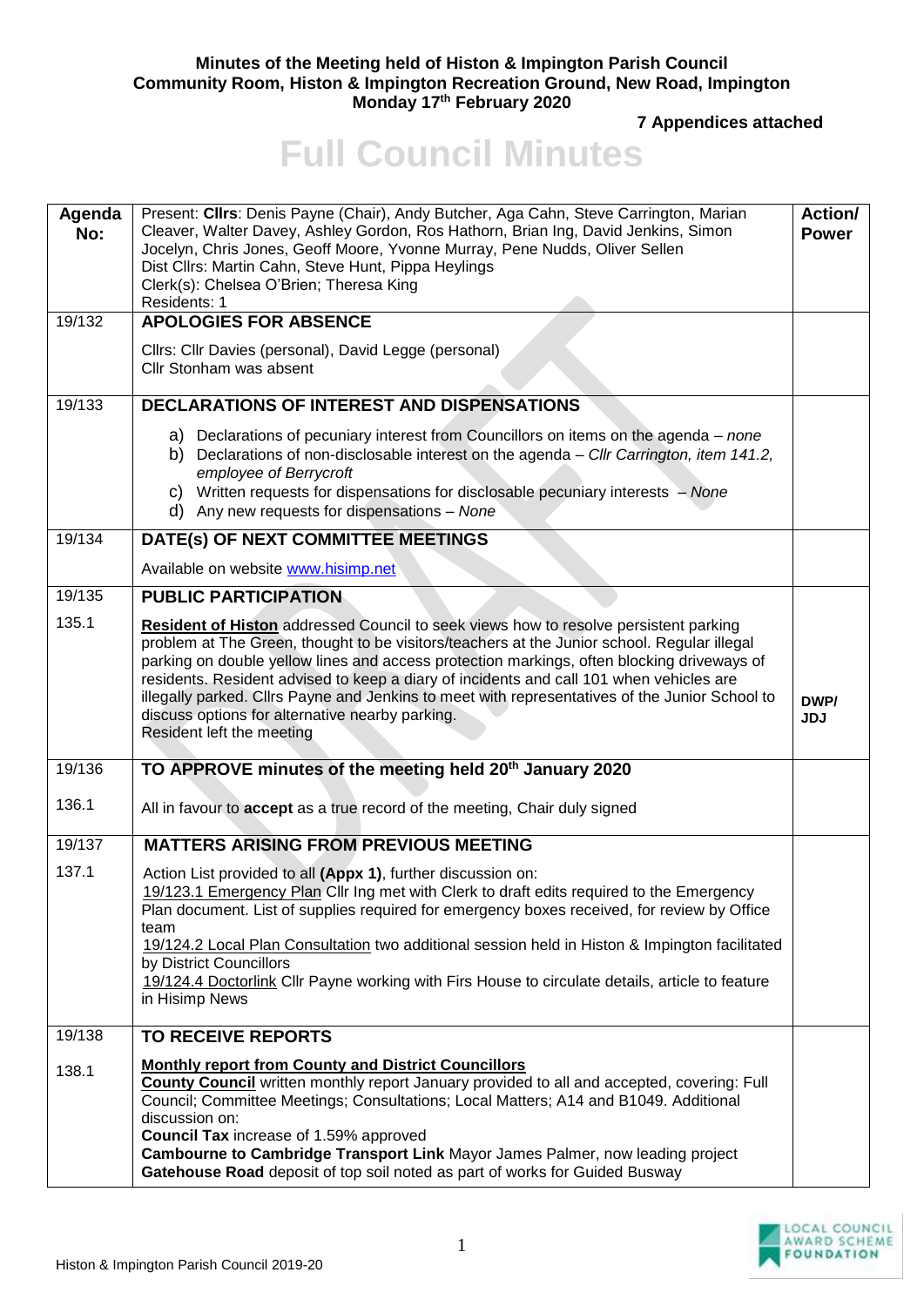**Minutes of the Meeting held of Histon & Impington Parish Council**
**Community Room, Histon & Impington Recreation Ground, New Road, Impington**
**Monday 17th February 2020**

**7 Appendices attached**

# Full Council Minutes

| Agenda No: | Present: **Cllrs**: Denis Payne (Chair), Andy Butcher, Aga Cahn, Steve Carrington, Marian Cleaver, Walter Davey, Ashley Gordon, Ros Hathorn, Brian Ing, David Jenkins, Simon Jocelyn, Chris Jones, Geoff Moore, Yvonne Murray, Pene Nudds, Oliver Sellen<br>Dist Cllrs: Martin Cahn, Steve Hunt, Pippa Heylings<br>Clerk(s): Chelsea O'Brien; Theresa King<br>Residents: 1 | **Action/ Power** |
|---|---|---|
| 19/132 | **APOLOGIES FOR ABSENCE** | |
| | Cllrs: Cllr Davies (personal), David Legge (personal)<br>Cllr Stonham was absent | |
| 19/133 | **DECLARATIONS OF INTEREST AND DISPENSATIONS** | |
| | a) Declarations of pecuniary interest from Councillors on items on the agenda – *none*<br>b) Declarations of non-disclosable interest on the agenda – *Cllr Carrington, item 141.2, employee of Berrycroft*<br>c) Written requests for dispensations for disclosable pecuniary interests – *None*<br>d) Any new requests for dispensations – *None* | |
| 19/134 | **DATE(s) OF NEXT COMMITTEE MEETINGS** | |
| | Available on website www.hisimp.net | |
| 19/135 | **PUBLIC PARTICIPATION** | |
| 135.1 | **Resident of Histon** addressed Council to seek views how to resolve persistent parking problem at The Green, thought to be visitors/teachers at the Junior school. Regular illegal parking on double yellow lines and access protection markings, often blocking driveways of residents. Resident advised to keep a diary of incidents and call 101 when vehicles are illegally parked. Cllrs Payne and Jenkins to meet with representatives of the Junior School to discuss options for alternative nearby parking.<br>Resident left the meeting | **DWP/ JDJ** |
| 19/136 | **TO APPROVE minutes of the meeting held 20th January 2020** | |
| 136.1 | All in favour to **accept** as a true record of the meeting, Chair duly signed | |
| 19/137 | **MATTERS ARISING FROM PREVIOUS MEETING** | |
| 137.1 | Action List provided to all **(Appx 1)**, further discussion on:<br>19/123.1 Emergency Plan Cllr Ing met with Clerk to draft edits required to the Emergency Plan document. List of supplies required for emergency boxes received, for review by Office team<br>19/124.2 Local Plan Consultation two additional session held in Histon & Impington facilitated by District Councillors<br>19/124.4 Doctorlink Cllr Payne working with Firs House to circulate details, article to feature in Hisimp News | |
| 19/138 | **TO RECEIVE REPORTS** | |
| 138.1 | **Monthly report from County and District Councillors**<br>**County Council** written monthly report January provided to all and accepted, covering: Full Council; Committee Meetings; Consultations; Local Matters; A14 and B1049. Additional discussion on:<br>**Council Tax** increase of 1.59% approved<br>**Cambourne to Cambridge Transport Link** Mayor James Palmer, now leading project<br>**Gatehouse Road** deposit of top soil noted as part of works for Guided Busway | |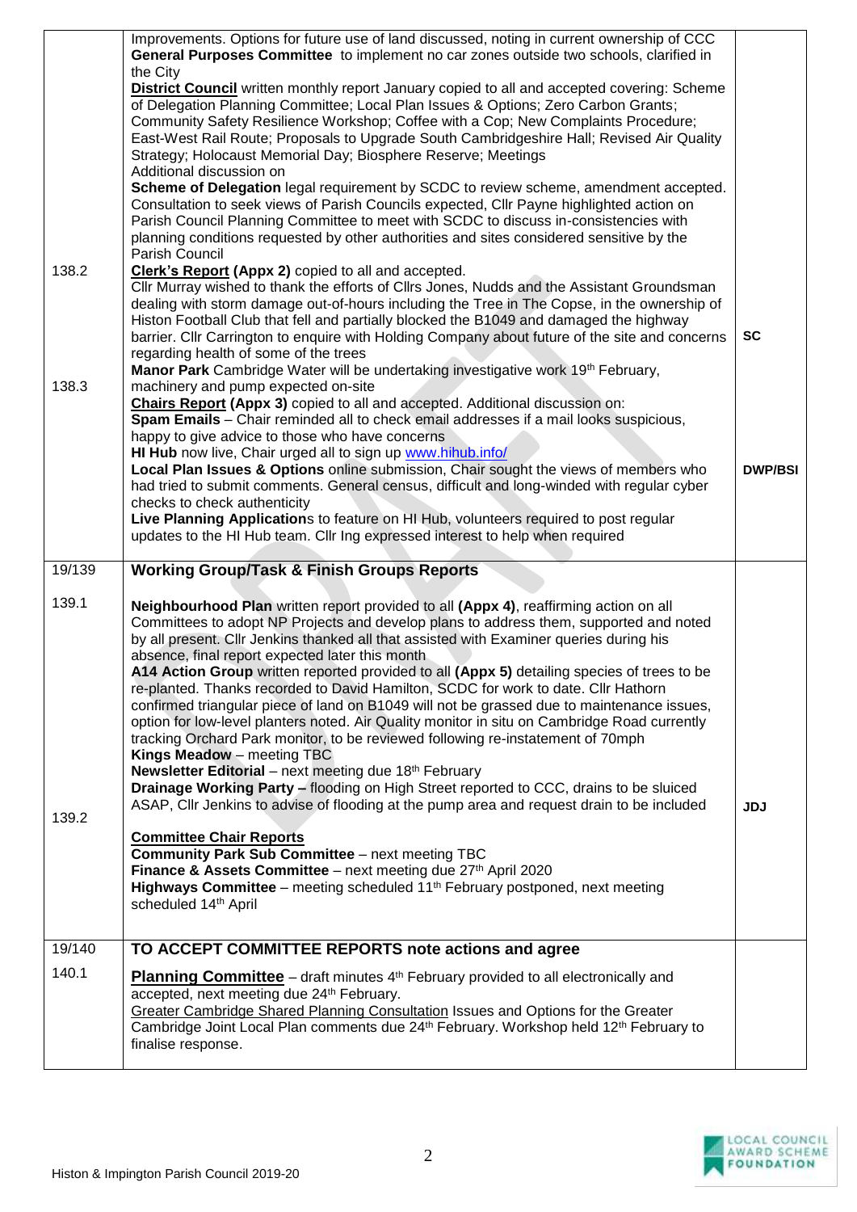| | | |
|---|---|---|
| | Improvements. Options for future use of land discussed, noting in current ownership of CCC<br>**General Purposes Committee** to implement no car zones outside two schools, clarified in the City<br>**District Council** written monthly report January copied to all and accepted covering: Scheme of Delegation Planning Committee; Local Plan Issues & Options; Zero Carbon Grants; Community Safety Resilience Workshop; Coffee with a Cop; New Complaints Procedure; East-West Rail Route; Proposals to Upgrade South Cambridgeshire Hall; Revised Air Quality Strategy; Holocaust Memorial Day; Biosphere Reserve; Meetings<br>Additional discussion on<br>**Scheme of Delegation** legal requirement by SCDC to review scheme, amendment accepted. Consultation to seek views of Parish Councils expected, Cllr Payne highlighted action on Parish Council Planning Committee to meet with SCDC to discuss in-consistencies with planning conditions requested by other authorities and sites considered sensitive by the Parish Council | |
| 138.2 | **Clerk's Report (Appx 2)** copied to all and accepted.<br>Cllr Murray wished to thank the efforts of Cllrs Jones, Nudds and the Assistant Groundsman dealing with storm damage out-of-hours including the Tree in The Copse, in the ownership of Histon Football Club that fell and partially blocked the B1049 and damaged the highway barrier. Cllr Carrington to enquire with Holding Company about future of the site and concerns regarding health of some of the trees<br>**Manor Park** Cambridge Water will be undertaking investigative work 19th February, machinery and pump expected on-site | **SC** |
| 138.3 | **Chairs Report (Appx 3)** copied to all and accepted. Additional discussion on:<br>**Spam Emails** – Chair reminded all to check email addresses if a mail looks suspicious, happy to give advice to those who have concerns<br>**HI Hub** now live, Chair urged all to sign up www.hihub.info/<br>**Local Plan Issues & Options** online submission, Chair sought the views of members who had tried to submit comments. General census, difficult and long-winded with regular cyber checks to check authenticity<br>**Live Planning Application**s to feature on HI Hub, volunteers required to post regular updates to the HI Hub team. Cllr Ing expressed interest to help when required | **DWP/BSI** |
| 19/139 | **Working Group/Task & Finish Groups Reports** | |
| 139.1 | **Neighbourhood Plan** written report provided to all **(Appx 4)**, reaffirming action on all Committees to adopt NP Projects and develop plans to address them, supported and noted by all present. Cllr Jenkins thanked all that assisted with Examiner queries during his absence, final report expected later this month<br>**A14 Action Group** written reported provided to all **(Appx 5)** detailing species of trees to be re-planted. Thanks recorded to David Hamilton, SCDC for work to date. Cllr Hathorn confirmed triangular piece of land on B1049 will not be grassed due to maintenance issues, option for low-level planters noted. Air Quality monitor in situ on Cambridge Road currently tracking Orchard Park monitor, to be reviewed following re-instatement of 70mph<br>**Kings Meadow** – meeting TBC<br>**Newsletter Editorial** – next meeting due 18th February<br>**Drainage Working Party –** flooding on High Street reported to CCC, drains to be sluiced ASAP, Cllr Jenkins to advise of flooding at the pump area and request drain to be included | **JDJ** |
| 139.2 | **Committee Chair Reports**<br>**Community Park Sub Committee** – next meeting TBC<br>**Finance & Assets Committee** – next meeting due 27th April 2020<br>**Highways Committee** – meeting scheduled 11th February postponed, next meeting scheduled 14th April | |
| 19/140 | **TO ACCEPT COMMITTEE REPORTS note actions and agree** | |
| 140.1 | **Planning Committee** – draft minutes 4th February provided to all electronically and accepted, next meeting due 24th February.<br>Greater Cambridge Shared Planning Consultation Issues and Options for the Greater Cambridge Joint Local Plan comments due 24th February. Workshop held 12th February to finalise response. | |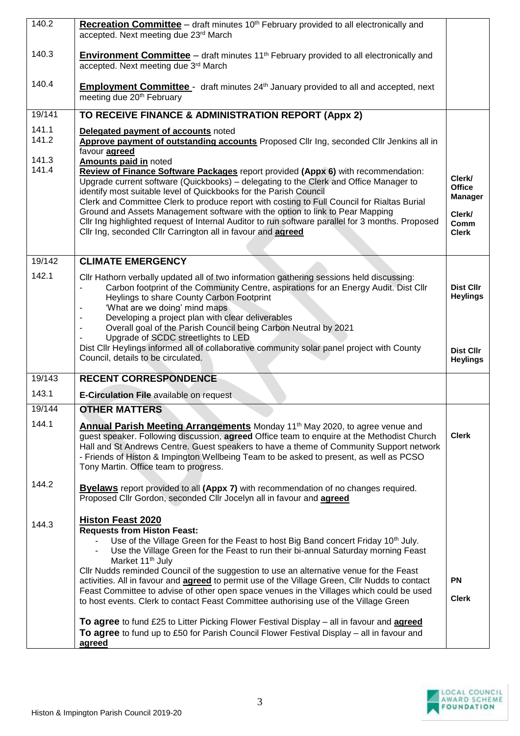| | | |
|---|---|---|
| 140.2 | **Recreation Committee** – draft minutes 10th February provided to all electronically and accepted. Next meeting due 23rd March | |
| 140.3 | **Environment Committee** – draft minutes 11th February provided to all electronically and accepted. Next meeting due 3rd March | |
| 140.4 | **Employment Committee** - draft minutes 24th January provided to all and accepted, next meeting due 20th February | |
| 19/141 | **TO RECEIVE FINANCE & ADMINISTRATION REPORT (Appx 2)** | |
| 141.1 | **Delegated payment of accounts** noted | |
| 141.2 | **Approve payment of outstanding accounts** Proposed Cllr Ing, seconded Cllr Jenkins all in favour **agreed** | |
| 141.3 | **Amounts paid in** noted | |
| 141.4 | **Review of Finance Software Packages** report provided **(Appx 6)** with recommendation: Upgrade current software (Quickbooks) – delegating to the Clerk and Office Manager to identify most suitable level of Quickbooks for the Parish Council<br>Clerk and Committee Clerk to produce report with costing to Full Council for Rialtas Burial Ground and Assets Management software with the option to link to Pear Mapping<br>Cllr Ing highlighted request of Internal Auditor to run software parallel for 3 months. Proposed Cllr Ing, seconded Cllr Carrington all in favour and **agreed** | Clerk/ Office Manager<br>Clerk/ Comm Clerk |
| 19/142 | **CLIMATE EMERGENCY** | |
| 142.1 | Cllr Hathorn verbally updated all of two information gathering sessions held discussing:<br>- Carbon footprint of the Community Centre, aspirations for an Energy Audit. Dist Cllr Heylings to share County Carbon Footprint<br>- 'What are we doing' mind maps<br>- Developing a project plan with clear deliverables<br>- Overall goal of the Parish Council being Carbon Neutral by 2021<br>- Upgrade of SCDC streetlights to LED<br>Dist Cllr Heylings informed all of collaborative community solar panel project with County Council, details to be circulated. | Dist Cllr Heylings<br>Dist Cllr Heylings |
| 19/143 | **RECENT CORRESPONDENCE** | |
| 143.1 | **E-Circulation File** available on request | |
| 19/144 | **OTHER MATTERS** | |
| 144.1 | **Annual Parish Meeting Arrangements** Monday 11th May 2020, to agree venue and guest speaker. Following discussion, **agreed** Office team to enquire at the Methodist Church Hall and St Andrews Centre. Guest speakers to have a theme of Community Support network - Friends of Histon & Impington Wellbeing Team to be asked to present, as well as PCSO Tony Martin. Office team to progress. | Clerk |
| 144.2 | **Byelaws** report provided to all **(Appx 7)** with recommendation of no changes required. Proposed Cllr Gordon, seconded Cllr Jocelyn all in favour and **agreed** | |
| 144.3 | **Histon Feast 2020**<br>**Requests from Histon Feast:**<br>- Use of the Village Green for the Feast to host Big Band concert Friday 10th July.<br>- Use the Village Green for the Feast to run their bi-annual Saturday morning Feast Market 11th July<br>Cllr Nudds reminded Council of the suggestion to use an alternative venue for the Feast activities. All in favour and **agreed** to permit use of the Village Green, Cllr Nudds to contact Feast Committee to advise of other open space venues in the Villages which could be used to host events. Clerk to contact Feast Committee authorising use of the Village Green<br><br>**To agree** to fund £25 to Litter Picking Flower Festival Display – all in favour and **agreed**<br>**To agree** to fund up to £50 for Parish Council Flower Festival Display – all in favour and **agreed** | PN<br>Clerk |

Histon & Impington Parish Council 2019-20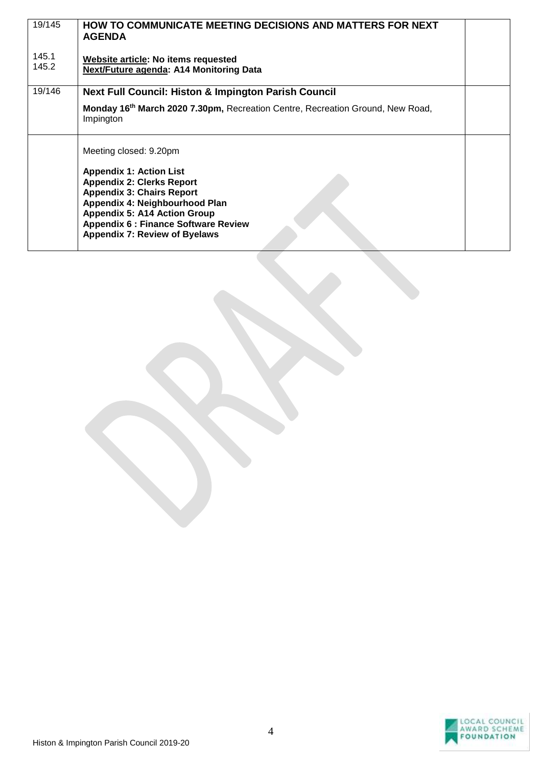| | | |
|---|---|---|
| 19/145<br><br>145.1<br>145.2 | **HOW TO COMMUNICATE MEETING DECISIONS AND MATTERS FOR NEXT AGENDA**<br><br>**Website article: No items requested**<br>**Next/Future agenda: A14 Monitoring Data** | |
| 19/146 | **Next Full Council: Histon & Impington Parish Council**<br><br>**Monday 16th March 2020 7.30pm,** Recreation Centre, Recreation Ground, New Road, Impington | |
| | Meeting closed: 9.20pm<br><br>**Appendix 1: Action List**<br>**Appendix 2: Clerks Report**<br>**Appendix 3: Chairs Report**<br>**Appendix 4: Neighbourhood Plan**<br>**Appendix 5: A14 Action Group**<br>**Appendix 6 : Finance Software Review**<br>**Appendix 7: Review of Byelaws** | |

DRAFT